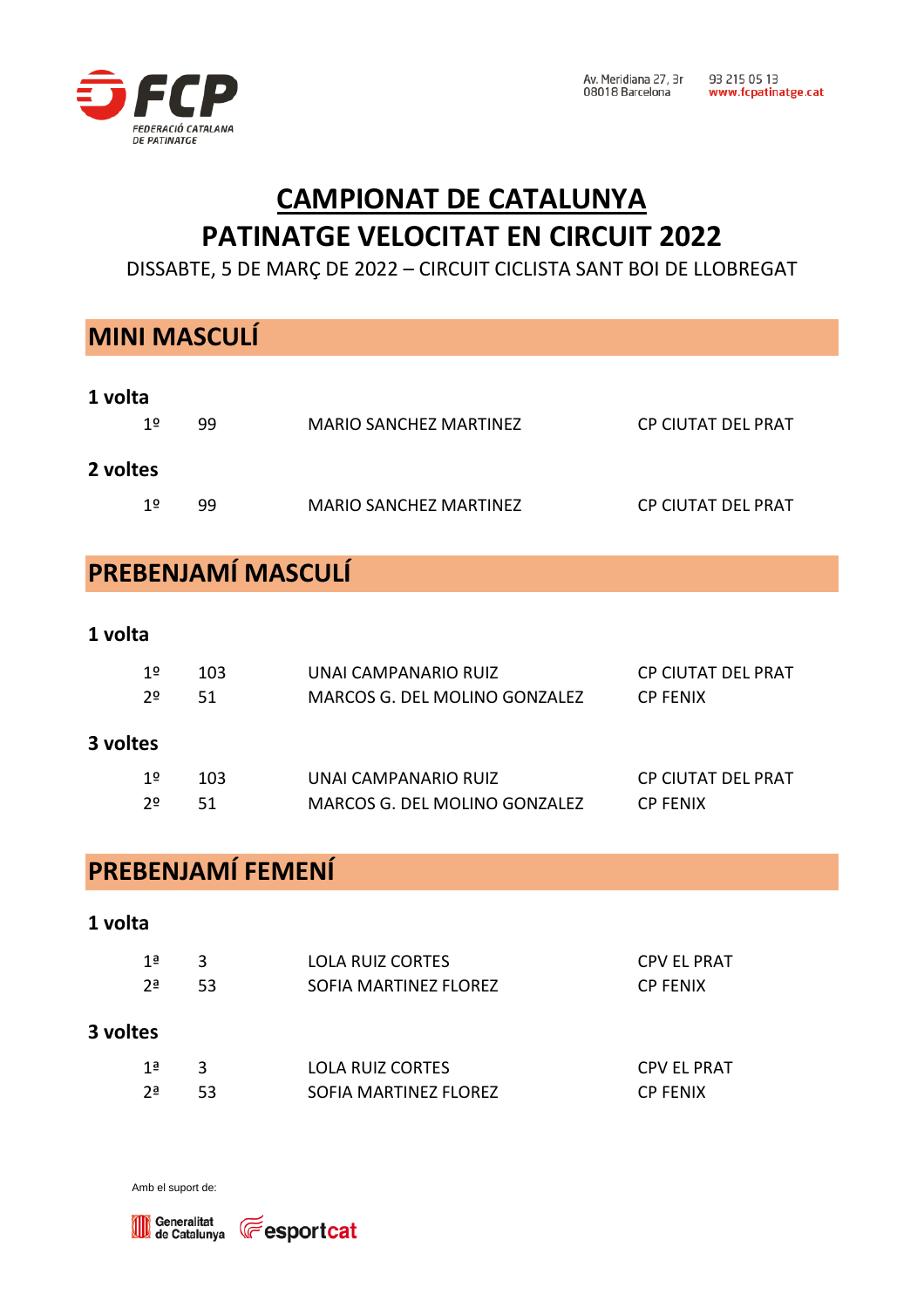Av. Meridiana 27, 3r
08018 Barcelona

93 215 05 13
www.fcpatinatge.cat

# CAMPIONAT DE CATALUNYA
# PATINATGE VELOCITAT EN CIRCUIT 2022

DISSABTE, 5 DE MARÇ DE 2022 – CIRCUIT CICLISTA SANT BOI DE LLOBREGAT

## MINI MASCULÍ

### 1 volta

| | | | |
|---|---|---|---|
| 1º | 99 | MARIO SANCHEZ MARTINEZ | CP CIUTAT DEL PRAT |

### 2 voltes

| | | | |
|---|---|---|---|
| 1º | 99 | MARIO SANCHEZ MARTINEZ | CP CIUTAT DEL PRAT |

## PREBENJAMÍ MASCULÍ

### 1 volta

| | | | |
|---|---|---|---|
| 1º | 103 | UNAI CAMPANARIO RUIZ | CP CIUTAT DEL PRAT |
| 2º | 51 | MARCOS G. DEL MOLINO GONZALEZ | CP FENIX |

### 3 voltes

| | | | |
|---|---|---|---|
| 1º | 103 | UNAI CAMPANARIO RUIZ | CP CIUTAT DEL PRAT |
| 2º | 51 | MARCOS G. DEL MOLINO GONZALEZ | CP FENIX |

## PREBENJAMÍ FEMENÍ

### 1 volta

| | | | |
|---|---|---|---|
| 1ª | 3 | LOLA RUIZ CORTES | CPV EL PRAT |
| 2ª | 53 | SOFIA MARTINEZ FLOREZ | CP FENIX |

### 3 voltes

| | | | |
|---|---|---|---|
| 1ª | 3 | LOLA RUIZ CORTES | CPV EL PRAT |
| 2ª | 53 | SOFIA MARTINEZ FLOREZ | CP FENIX |

Amb el suport de:

Generalitat de Catalunya esportcat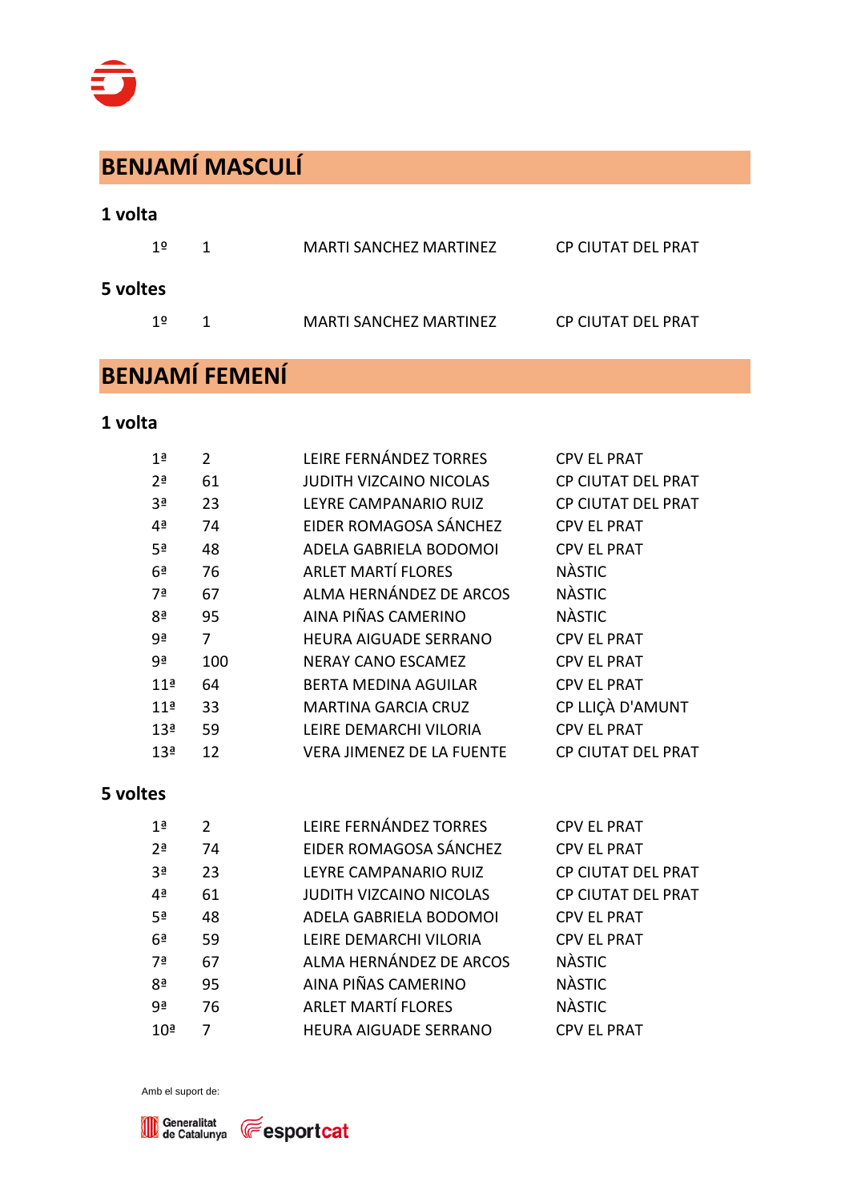## BENJAMÍ MASCULÍ

### 1 volta

| | | | |
|---|---|---|---|
| 1º | 1 | MARTI SANCHEZ MARTINEZ | CP CIUTAT DEL PRAT |

### 5 voltes

| | | | |
|---|---|---|---|
| 1º | 1 | MARTI SANCHEZ MARTINEZ | CP CIUTAT DEL PRAT |

## BENJAMÍ FEMENÍ

### 1 volta

| | | | |
|---|---|---|---|
| 1ª | 2 | LEIRE FERNÁNDEZ TORRES | CPV EL PRAT |
| 2ª | 61 | JUDITH VIZCAINO NICOLAS | CP CIUTAT DEL PRAT |
| 3ª | 23 | LEYRE CAMPANARIO RUIZ | CP CIUTAT DEL PRAT |
| 4ª | 74 | EIDER ROMAGOSA SÁNCHEZ | CPV EL PRAT |
| 5ª | 48 | ADELA GABRIELA BODOMOI | CPV EL PRAT |
| 6ª | 76 | ARLET MARTÍ FLORES | NÀSTIC |
| 7ª | 67 | ALMA HERNÁNDEZ DE ARCOS | NÀSTIC |
| 8ª | 95 | AINA PIÑAS CAMERINO | NÀSTIC |
| 9ª | 7 | HEURA AIGUADE SERRANO | CPV EL PRAT |
| 9ª | 100 | NERAY CANO ESCAMEZ | CPV EL PRAT |
| 11ª | 64 | BERTA MEDINA AGUILAR | CPV EL PRAT |
| 11ª | 33 | MARTINA GARCIA CRUZ | CP LLIÇÀ D'AMUNT |
| 13ª | 59 | LEIRE DEMARCHI VILORIA | CPV EL PRAT |
| 13ª | 12 | VERA JIMENEZ DE LA FUENTE | CP CIUTAT DEL PRAT |

### 5 voltes

| | | | |
|---|---|---|---|
| 1ª | 2 | LEIRE FERNÁNDEZ TORRES | CPV EL PRAT |
| 2ª | 74 | EIDER ROMAGOSA SÁNCHEZ | CPV EL PRAT |
| 3ª | 23 | LEYRE CAMPANARIO RUIZ | CP CIUTAT DEL PRAT |
| 4ª | 61 | JUDITH VIZCAINO NICOLAS | CP CIUTAT DEL PRAT |
| 5ª | 48 | ADELA GABRIELA BODOMOI | CPV EL PRAT |
| 6ª | 59 | LEIRE DEMARCHI VILORIA | CPV EL PRAT |
| 7ª | 67 | ALMA HERNÁNDEZ DE ARCOS | NÀSTIC |
| 8ª | 95 | AINA PIÑAS CAMERINO | NÀSTIC |
| 9ª | 76 | ARLET MARTÍ FLORES | NÀSTIC |
| 10ª | 7 | HEURA AIGUADE SERRANO | CPV EL PRAT |

Amb el suport de:

Generalitat de Catalunya esportcat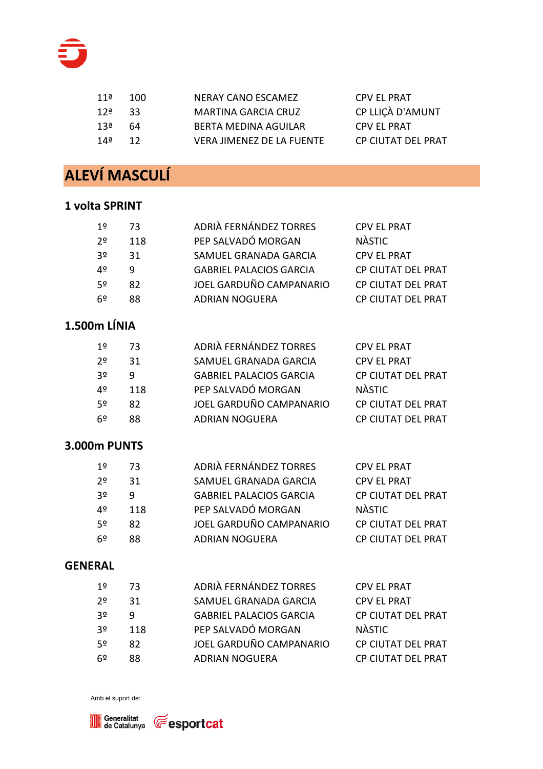| | | | |
|---|---|---|---|
| 11ª | 100 | NERAY CANO ESCAMEZ | CPV EL PRAT |
| 12ª | 33 | MARTINA GARCIA CRUZ | CP LLIÇÀ D'AMUNT |
| 13ª | 64 | BERTA MEDINA AGUILAR | CPV EL PRAT |
| 14ª | 12 | VERA JIMENEZ DE LA FUENTE | CP CIUTAT DEL PRAT |

## ALEVÍ MASCULÍ

### 1 volta SPRINT

| | | | |
|---|---|---|---|
| 1º | 73 | ADRIÀ FERNÁNDEZ TORRES | CPV EL PRAT |
| 2º | 118 | PEP SALVADÓ MORGAN | NÀSTIC |
| 3º | 31 | SAMUEL GRANADA GARCIA | CPV EL PRAT |
| 4º | 9 | GABRIEL PALACIOS GARCIA | CP CIUTAT DEL PRAT |
| 5º | 82 | JOEL GARDUÑO CAMPANARIO | CP CIUTAT DEL PRAT |
| 6º | 88 | ADRIAN NOGUERA | CP CIUTAT DEL PRAT |

### 1.500m LÍNIA

| | | | |
|---|---|---|---|
| 1º | 73 | ADRIÀ FERNÁNDEZ TORRES | CPV EL PRAT |
| 2º | 31 | SAMUEL GRANADA GARCIA | CPV EL PRAT |
| 3º | 9 | GABRIEL PALACIOS GARCIA | CP CIUTAT DEL PRAT |
| 4º | 118 | PEP SALVADÓ MORGAN | NÀSTIC |
| 5º | 82 | JOEL GARDUÑO CAMPANARIO | CP CIUTAT DEL PRAT |
| 6º | 88 | ADRIAN NOGUERA | CP CIUTAT DEL PRAT |

### 3.000m PUNTS

| | | | |
|---|---|---|---|
| 1º | 73 | ADRIÀ FERNÁNDEZ TORRES | CPV EL PRAT |
| 2º | 31 | SAMUEL GRANADA GARCIA | CPV EL PRAT |
| 3º | 9 | GABRIEL PALACIOS GARCIA | CP CIUTAT DEL PRAT |
| 4º | 118 | PEP SALVADÓ MORGAN | NÀSTIC |
| 5º | 82 | JOEL GARDUÑO CAMPANARIO | CP CIUTAT DEL PRAT |
| 6º | 88 | ADRIAN NOGUERA | CP CIUTAT DEL PRAT |

### GENERAL

| | | | |
|---|---|---|---|
| 1º | 73 | ADRIÀ FERNÁNDEZ TORRES | CPV EL PRAT |
| 2º | 31 | SAMUEL GRANADA GARCIA | CPV EL PRAT |
| 3º | 9 | GABRIEL PALACIOS GARCIA | CP CIUTAT DEL PRAT |
| 3º | 118 | PEP SALVADÓ MORGAN | NÀSTIC |
| 5º | 82 | JOEL GARDUÑO CAMPANARIO | CP CIUTAT DEL PRAT |
| 6º | 88 | ADRIAN NOGUERA | CP CIUTAT DEL PRAT |

Amb el suport de:

Generalitat de Catalunya esportcat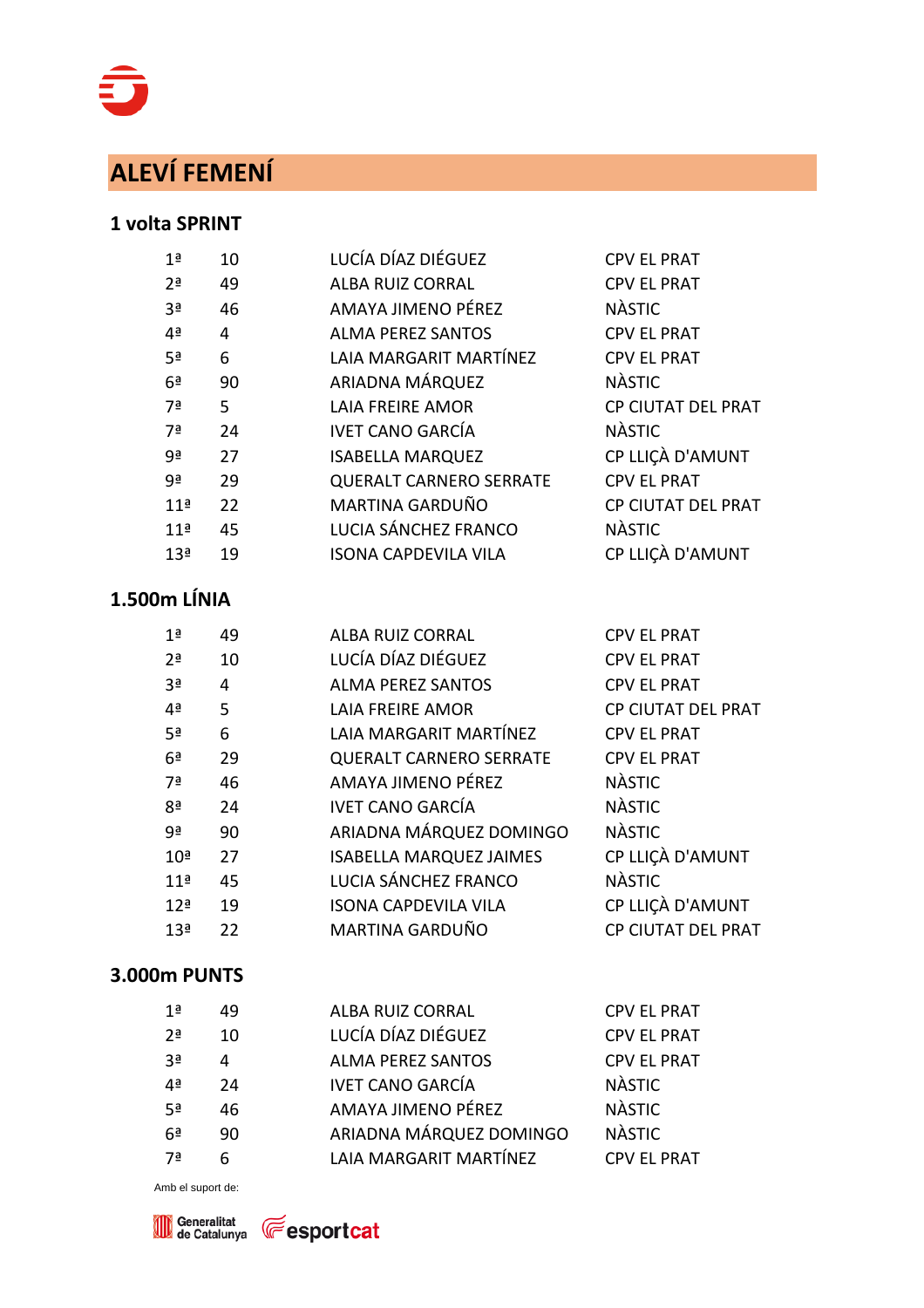# ALEVÍ FEMENÍ

## 1 volta SPRINT

| | | | |
|---|---|---|---|
| 1ª | 10 | LUCÍA DÍAZ DIÉGUEZ | CPV EL PRAT |
| 2ª | 49 | ALBA RUIZ CORRAL | CPV EL PRAT |
| 3ª | 46 | AMAYA JIMENO PÉREZ | NÀSTIC |
| 4ª | 4 | ALMA PEREZ SANTOS | CPV EL PRAT |
| 5ª | 6 | LAIA MARGARIT MARTÍNEZ | CPV EL PRAT |
| 6ª | 90 | ARIADNA MÁRQUEZ | NÀSTIC |
| 7ª | 5 | LAIA FREIRE AMOR | CP CIUTAT DEL PRAT |
| 7ª | 24 | IVET CANO GARCÍA | NÀSTIC |
| 9ª | 27 | ISABELLA MARQUEZ | CP LLIÇÀ D'AMUNT |
| 9ª | 29 | QUERALT CARNERO SERRATE | CPV EL PRAT |
| 11ª | 22 | MARTINA GARDUÑO | CP CIUTAT DEL PRAT |
| 11ª | 45 | LUCIA SÁNCHEZ FRANCO | NÀSTIC |
| 13ª | 19 | ISONA CAPDEVILA VILA | CP LLIÇÀ D'AMUNT |

## 1.500m LÍNIA

| | | | |
|---|---|---|---|
| 1ª | 49 | ALBA RUIZ CORRAL | CPV EL PRAT |
| 2ª | 10 | LUCÍA DÍAZ DIÉGUEZ | CPV EL PRAT |
| 3ª | 4 | ALMA PEREZ SANTOS | CPV EL PRAT |
| 4ª | 5 | LAIA FREIRE AMOR | CP CIUTAT DEL PRAT |
| 5ª | 6 | LAIA MARGARIT MARTÍNEZ | CPV EL PRAT |
| 6ª | 29 | QUERALT CARNERO SERRATE | CPV EL PRAT |
| 7ª | 46 | AMAYA JIMENO PÉREZ | NÀSTIC |
| 8ª | 24 | IVET CANO GARCÍA | NÀSTIC |
| 9ª | 90 | ARIADNA MÁRQUEZ DOMINGO | NÀSTIC |
| 10ª | 27 | ISABELLA MARQUEZ JAIMES | CP LLIÇÀ D'AMUNT |
| 11ª | 45 | LUCIA SÁNCHEZ FRANCO | NÀSTIC |
| 12ª | 19 | ISONA CAPDEVILA VILA | CP LLIÇÀ D'AMUNT |
| 13ª | 22 | MARTINA GARDUÑO | CP CIUTAT DEL PRAT |

## 3.000m PUNTS

| | | | |
|---|---|---|---|
| 1ª | 49 | ALBA RUIZ CORRAL | CPV EL PRAT |
| 2ª | 10 | LUCÍA DÍAZ DIÉGUEZ | CPV EL PRAT |
| 3ª | 4 | ALMA PEREZ SANTOS | CPV EL PRAT |
| 4ª | 24 | IVET CANO GARCÍA | NÀSTIC |
| 5ª | 46 | AMAYA JIMENO PÉREZ | NÀSTIC |
| 6ª | 90 | ARIADNA MÁRQUEZ DOMINGO | NÀSTIC |
| 7ª | 6 | LAIA MARGARIT MARTÍNEZ | CPV EL PRAT |

Amb el suport de:

Generalitat de Catalunya esportcat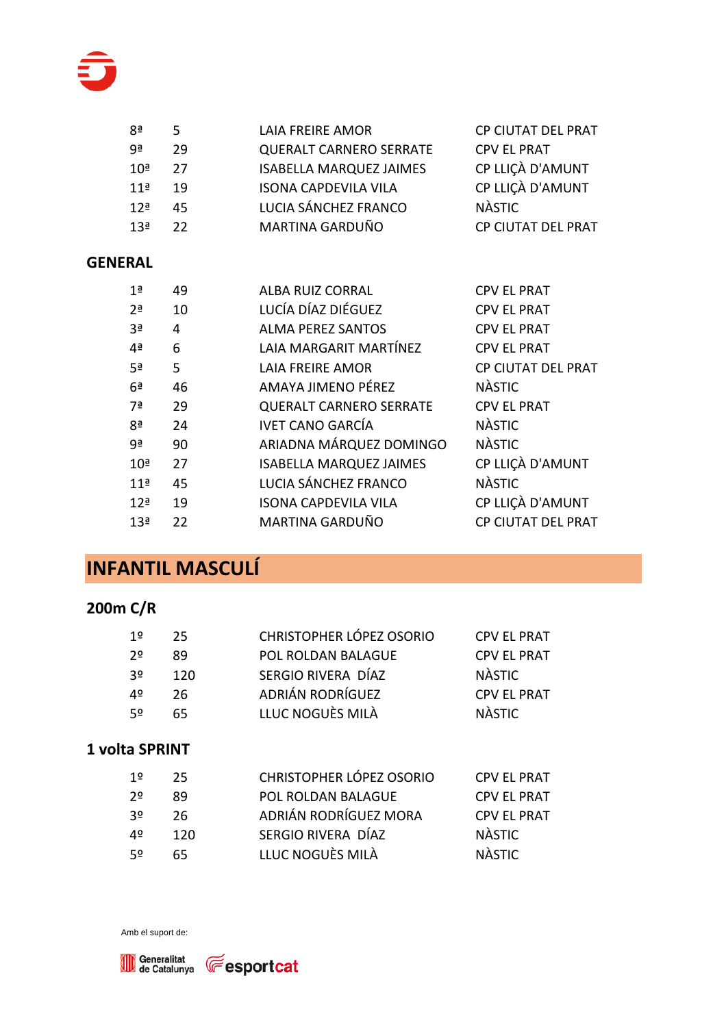| | | | |
|---|---|---|---|
| 8ª | 5 | LAIA FREIRE AMOR | CP CIUTAT DEL PRAT |
| 9ª | 29 | QUERALT CARNERO SERRATE | CPV EL PRAT |
| 10ª | 27 | ISABELLA MARQUEZ JAIMES | CP LLIÇÀ D'AMUNT |
| 11ª | 19 | ISONA CAPDEVILA VILA | CP LLIÇÀ D'AMUNT |
| 12ª | 45 | LUCIA SÁNCHEZ FRANCO | NÀSTIC |
| 13ª | 22 | MARTINA GARDUÑO | CP CIUTAT DEL PRAT |

### GENERAL

| | | | |
|---|---|---|---|
| 1ª | 49 | ALBA RUIZ CORRAL | CPV EL PRAT |
| 2ª | 10 | LUCÍA DÍAZ DIÉGUEZ | CPV EL PRAT |
| 3ª | 4 | ALMA PEREZ SANTOS | CPV EL PRAT |
| 4ª | 6 | LAIA MARGARIT MARTÍNEZ | CPV EL PRAT |
| 5ª | 5 | LAIA FREIRE AMOR | CP CIUTAT DEL PRAT |
| 6ª | 46 | AMAYA JIMENO PÉREZ | NÀSTIC |
| 7ª | 29 | QUERALT CARNERO SERRATE | CPV EL PRAT |
| 8ª | 24 | IVET CANO GARCÍA | NÀSTIC |
| 9ª | 90 | ARIADNA MÁRQUEZ DOMINGO | NÀSTIC |
| 10ª | 27 | ISABELLA MARQUEZ JAIMES | CP LLIÇÀ D'AMUNT |
| 11ª | 45 | LUCIA SÁNCHEZ FRANCO | NÀSTIC |
| 12ª | 19 | ISONA CAPDEVILA VILA | CP LLIÇÀ D'AMUNT |
| 13ª | 22 | MARTINA GARDUÑO | CP CIUTAT DEL PRAT |

## INFANTIL MASCULÍ

### 200m C/R

| | | | |
|---|---|---|---|
| 1º | 25 | CHRISTOPHER LÓPEZ OSORIO | CPV EL PRAT |
| 2º | 89 | POL ROLDAN BALAGUE | CPV EL PRAT |
| 3º | 120 | SERGIO RIVERA DÍAZ | NÀSTIC |
| 4º | 26 | ADRIÁN RODRÍGUEZ | CPV EL PRAT |
| 5º | 65 | LLUC NOGUÈS MILÀ | NÀSTIC |

### 1 volta SPRINT

| | | | |
|---|---|---|---|
| 1º | 25 | CHRISTOPHER LÓPEZ OSORIO | CPV EL PRAT |
| 2º | 89 | POL ROLDAN BALAGUE | CPV EL PRAT |
| 3º | 26 | ADRIÁN RODRÍGUEZ MORA | CPV EL PRAT |
| 4º | 120 | SERGIO RIVERA DÍAZ | NÀSTIC |
| 5º | 65 | LLUC NOGUÈS MILÀ | NÀSTIC |

Amb el suport de:

Generalitat de Catalunya esportcat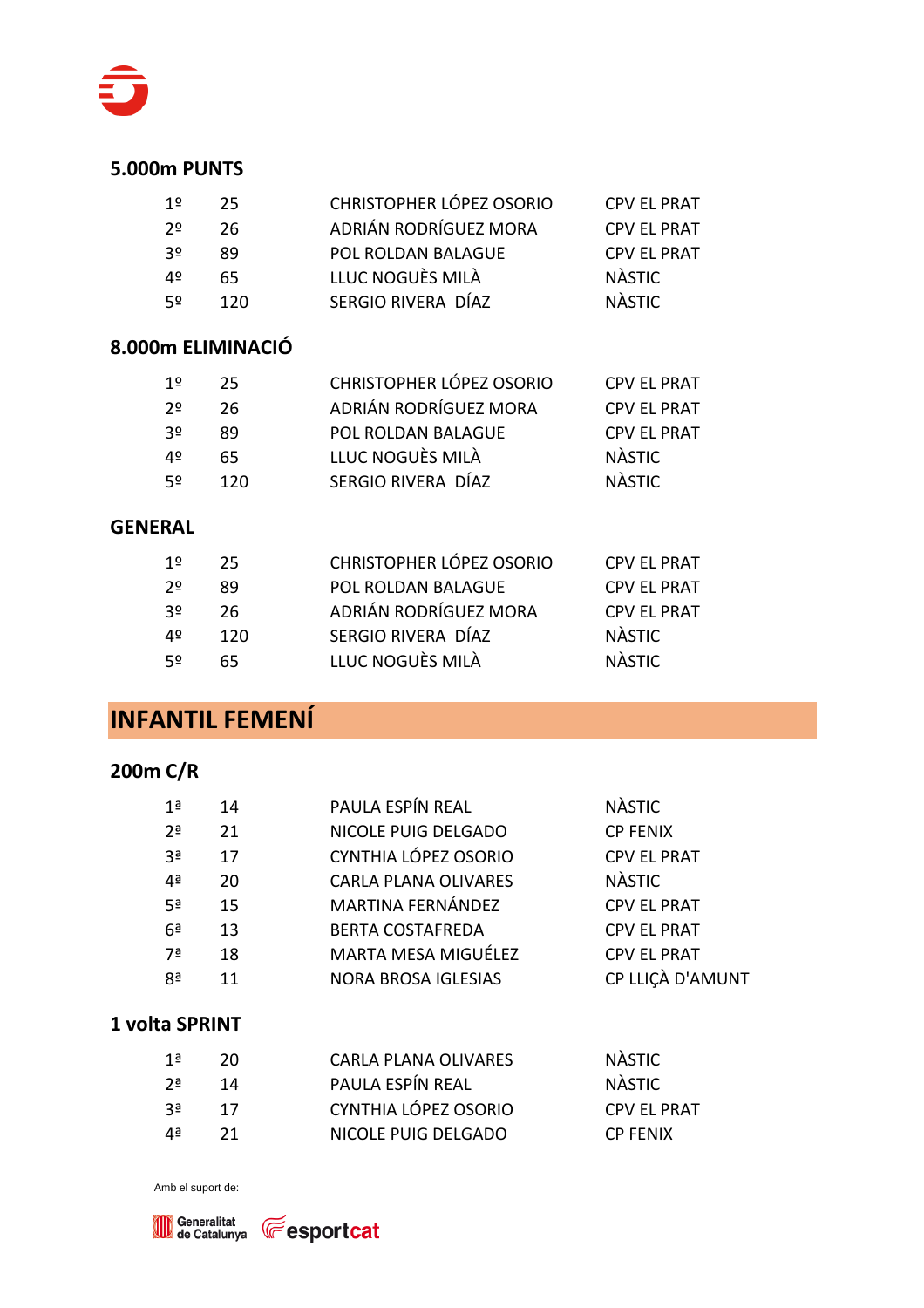### 5.000m PUNTS

| | | | |
|---|---|---|---|
| 1º | 25 | CHRISTOPHER LÓPEZ OSORIO | CPV EL PRAT |
| 2º | 26 | ADRIÁN RODRÍGUEZ MORA | CPV EL PRAT |
| 3º | 89 | POL ROLDAN BALAGUE | CPV EL PRAT |
| 4º | 65 | LLUC NOGUÈS MILÀ | NÀSTIC |
| 5º | 120 | SERGIO RIVERA DÍAZ | NÀSTIC |

### 8.000m ELIMINACIÓ

| | | | |
|---|---|---|---|
| 1º | 25 | CHRISTOPHER LÓPEZ OSORIO | CPV EL PRAT |
| 2º | 26 | ADRIÁN RODRÍGUEZ MORA | CPV EL PRAT |
| 3º | 89 | POL ROLDAN BALAGUE | CPV EL PRAT |
| 4º | 65 | LLUC NOGUÈS MILÀ | NÀSTIC |
| 5º | 120 | SERGIO RIVERA DÍAZ | NÀSTIC |

### GENERAL

| | | | |
|---|---|---|---|
| 1º | 25 | CHRISTOPHER LÓPEZ OSORIO | CPV EL PRAT |
| 2º | 89 | POL ROLDAN BALAGUE | CPV EL PRAT |
| 3º | 26 | ADRIÁN RODRÍGUEZ MORA | CPV EL PRAT |
| 4º | 120 | SERGIO RIVERA DÍAZ | NÀSTIC |
| 5º | 65 | LLUC NOGUÈS MILÀ | NÀSTIC |

## INFANTIL FEMENÍ

### 200m C/R

| | | | |
|---|---|---|---|
| 1ª | 14 | PAULA ESPÍN REAL | NÀSTIC |
| 2ª | 21 | NICOLE PUIG DELGADO | CP FENIX |
| 3ª | 17 | CYNTHIA LÓPEZ OSORIO | CPV EL PRAT |
| 4ª | 20 | CARLA PLANA OLIVARES | NÀSTIC |
| 5ª | 15 | MARTINA FERNÁNDEZ | CPV EL PRAT |
| 6ª | 13 | BERTA COSTAFREDA | CPV EL PRAT |
| 7ª | 18 | MARTA MESA MIGUÉLEZ | CPV EL PRAT |
| 8ª | 11 | NORA BROSA IGLESIAS | CP LLIÇÀ D'AMUNT |

### 1 volta SPRINT

| | | | |
|---|---|---|---|
| 1ª | 20 | CARLA PLANA OLIVARES | NÀSTIC |
| 2ª | 14 | PAULA ESPÍN REAL | NÀSTIC |
| 3ª | 17 | CYNTHIA LÓPEZ OSORIO | CPV EL PRAT |
| 4ª | 21 | NICOLE PUIG DELGADO | CP FENIX |

Amb el suport de:

Generalitat de Catalunya esportcat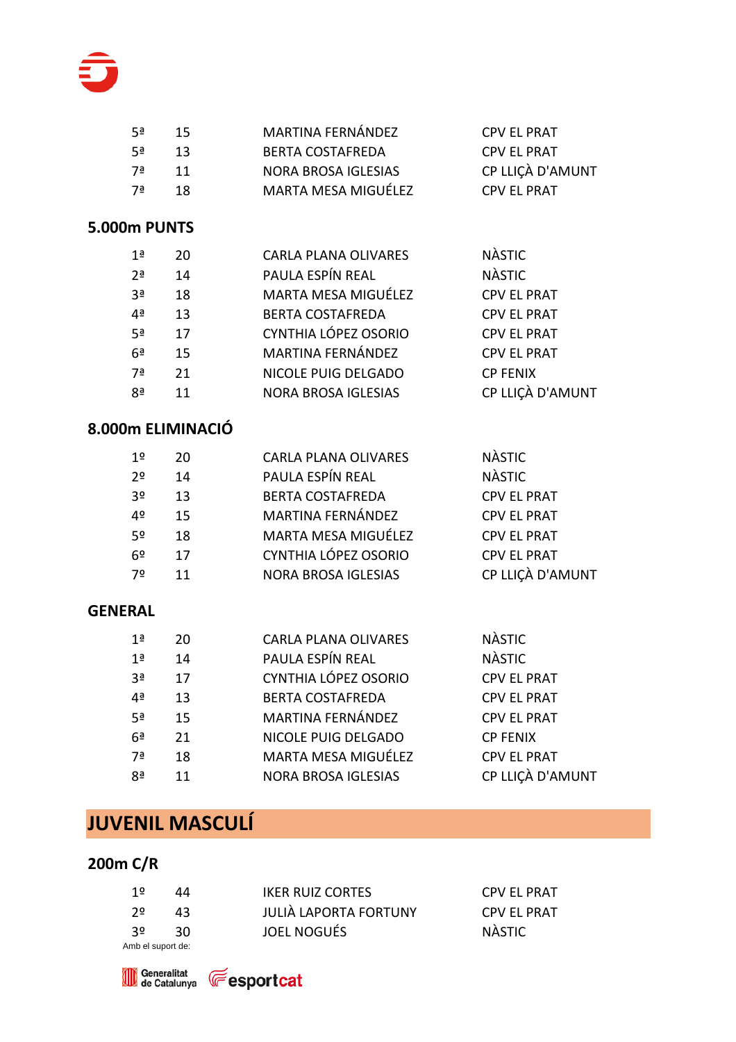| | | | |
|---|---|---|---|
| 5ª | 15 | MARTINA FERNÁNDEZ | CPV EL PRAT |
| 5ª | 13 | BERTA COSTAFREDA | CPV EL PRAT |
| 7ª | 11 | NORA BROSA IGLESIAS | CP LLIÇÀ D'AMUNT |
| 7ª | 18 | MARTA MESA MIGUÉLEZ | CPV EL PRAT |

### 5.000m PUNTS

| | | | |
|---|---|---|---|
| 1ª | 20 | CARLA PLANA OLIVARES | NÀSTIC |
| 2ª | 14 | PAULA ESPÍN REAL | NÀSTIC |
| 3ª | 18 | MARTA MESA MIGUÉLEZ | CPV EL PRAT |
| 4ª | 13 | BERTA COSTAFREDA | CPV EL PRAT |
| 5ª | 17 | CYNTHIA LÓPEZ OSORIO | CPV EL PRAT |
| 6ª | 15 | MARTINA FERNÁNDEZ | CPV EL PRAT |
| 7ª | 21 | NICOLE PUIG DELGADO | CP FENIX |
| 8ª | 11 | NORA BROSA IGLESIAS | CP LLIÇÀ D'AMUNT |

### 8.000m ELIMINACIÓ

| | | | |
|---|---|---|---|
| 1º | 20 | CARLA PLANA OLIVARES | NÀSTIC |
| 2º | 14 | PAULA ESPÍN REAL | NÀSTIC |
| 3º | 13 | BERTA COSTAFREDA | CPV EL PRAT |
| 4º | 15 | MARTINA FERNÁNDEZ | CPV EL PRAT |
| 5º | 18 | MARTA MESA MIGUÉLEZ | CPV EL PRAT |
| 6º | 17 | CYNTHIA LÓPEZ OSORIO | CPV EL PRAT |
| 7º | 11 | NORA BROSA IGLESIAS | CP LLIÇÀ D'AMUNT |

### GENERAL

| | | | |
|---|---|---|---|
| 1ª | 20 | CARLA PLANA OLIVARES | NÀSTIC |
| 1ª | 14 | PAULA ESPÍN REAL | NÀSTIC |
| 3ª | 17 | CYNTHIA LÓPEZ OSORIO | CPV EL PRAT |
| 4ª | 13 | BERTA COSTAFREDA | CPV EL PRAT |
| 5ª | 15 | MARTINA FERNÁNDEZ | CPV EL PRAT |
| 6ª | 21 | NICOLE PUIG DELGADO | CP FENIX |
| 7ª | 18 | MARTA MESA MIGUÉLEZ | CPV EL PRAT |
| 8ª | 11 | NORA BROSA IGLESIAS | CP LLIÇÀ D'AMUNT |

## JUVENIL MASCULÍ

### 200m C/R

| | | | |
|---|---|---|---|
| 1º | 44 | IKER RUIZ CORTES | CPV EL PRAT |
| 2º | 43 | JULIÀ LAPORTA FORTUNY | CPV EL PRAT |
| 3º | 30 | JOEL NOGUÉS | NÀSTIC |

Amb el suport de:

Generalitat de Catalunya esportcat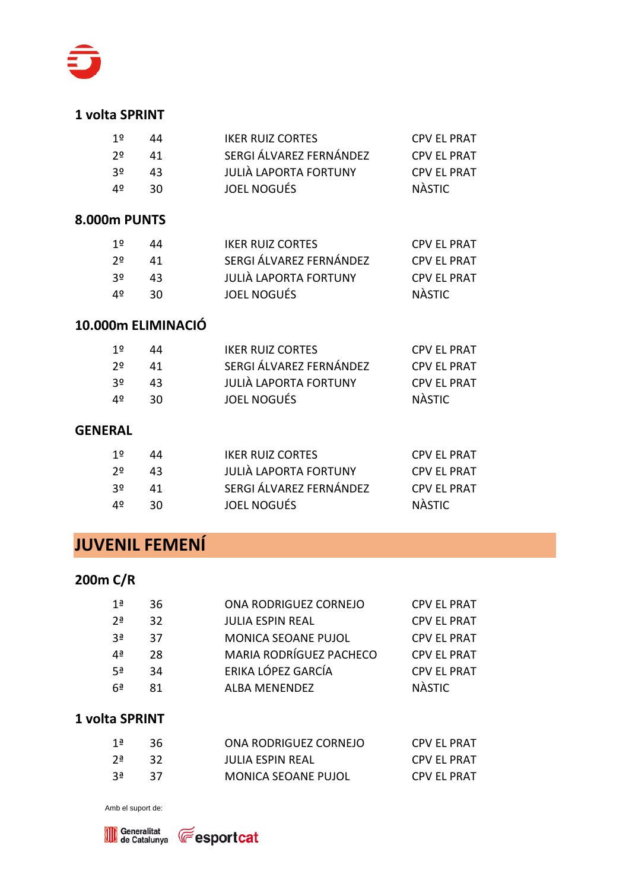### 1 volta SPRINT

| | | | |
|---|---|---|---|
| 1º | 44 | IKER RUIZ CORTES | CPV EL PRAT |
| 2º | 41 | SERGI ÁLVAREZ FERNÁNDEZ | CPV EL PRAT |
| 3º | 43 | JULIÀ LAPORTA FORTUNY | CPV EL PRAT |
| 4º | 30 | JOEL NOGUÉS | NÀSTIC |

### 8.000m PUNTS

| | | | |
|---|---|---|---|
| 1º | 44 | IKER RUIZ CORTES | CPV EL PRAT |
| 2º | 41 | SERGI ÁLVAREZ FERNÁNDEZ | CPV EL PRAT |
| 3º | 43 | JULIÀ LAPORTA FORTUNY | CPV EL PRAT |
| 4º | 30 | JOEL NOGUÉS | NÀSTIC |

### 10.000m ELIMINACIÓ

| | | | |
|---|---|---|---|
| 1º | 44 | IKER RUIZ CORTES | CPV EL PRAT |
| 2º | 41 | SERGI ÁLVAREZ FERNÁNDEZ | CPV EL PRAT |
| 3º | 43 | JULIÀ LAPORTA FORTUNY | CPV EL PRAT |
| 4º | 30 | JOEL NOGUÉS | NÀSTIC |

### GENERAL

| | | | |
|---|---|---|---|
| 1º | 44 | IKER RUIZ CORTES | CPV EL PRAT |
| 2º | 43 | JULIÀ LAPORTA FORTUNY | CPV EL PRAT |
| 3º | 41 | SERGI ÁLVAREZ FERNÁNDEZ | CPV EL PRAT |
| 4º | 30 | JOEL NOGUÉS | NÀSTIC |

## JUVENIL FEMENÍ

### 200m C/R

| | | | |
|---|---|---|---|
| 1ª | 36 | ONA RODRIGUEZ CORNEJO | CPV EL PRAT |
| 2ª | 32 | JULIA ESPIN REAL | CPV EL PRAT |
| 3ª | 37 | MONICA SEOANE PUJOL | CPV EL PRAT |
| 4ª | 28 | MARIA RODRÍGUEZ PACHECO | CPV EL PRAT |
| 5ª | 34 | ERIKA LÓPEZ GARCÍA | CPV EL PRAT |
| 6ª | 81 | ALBA MENENDEZ | NÀSTIC |

### 1 volta SPRINT

| | | | |
|---|---|---|---|
| 1ª | 36 | ONA RODRIGUEZ CORNEJO | CPV EL PRAT |
| 2ª | 32 | JULIA ESPIN REAL | CPV EL PRAT |
| 3ª | 37 | MONICA SEOANE PUJOL | CPV EL PRAT |

Amb el suport de:

Generalitat de Catalunya esportcat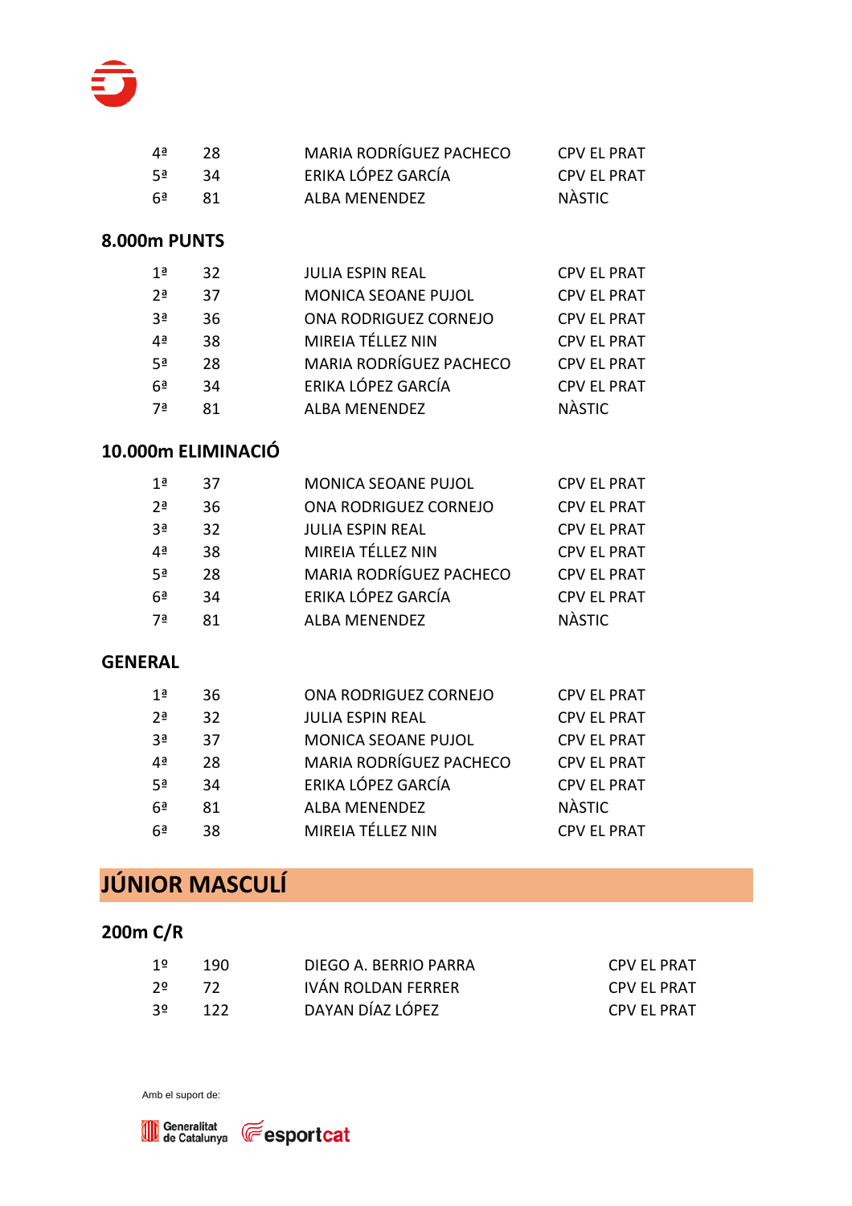| | | | |
|---|---|---|---|
| 4ª | 28 | MARIA RODRÍGUEZ PACHECO | CPV EL PRAT |
| 5ª | 34 | ERIKA LÓPEZ GARCÍA | CPV EL PRAT |
| 6ª | 81 | ALBA MENENDEZ | NÀSTIC |

### 8.000m PUNTS

| | | | |
|---|---|---|---|
| 1ª | 32 | JULIA ESPIN REAL | CPV EL PRAT |
| 2ª | 37 | MONICA SEOANE PUJOL | CPV EL PRAT |
| 3ª | 36 | ONA RODRIGUEZ CORNEJO | CPV EL PRAT |
| 4ª | 38 | MIREIA TÉLLEZ NIN | CPV EL PRAT |
| 5ª | 28 | MARIA RODRÍGUEZ PACHECO | CPV EL PRAT |
| 6ª | 34 | ERIKA LÓPEZ GARCÍA | CPV EL PRAT |
| 7ª | 81 | ALBA MENENDEZ | NÀSTIC |

### 10.000m ELIMINACIÓ

| | | | |
|---|---|---|---|
| 1ª | 37 | MONICA SEOANE PUJOL | CPV EL PRAT |
| 2ª | 36 | ONA RODRIGUEZ CORNEJO | CPV EL PRAT |
| 3ª | 32 | JULIA ESPIN REAL | CPV EL PRAT |
| 4ª | 38 | MIREIA TÉLLEZ NIN | CPV EL PRAT |
| 5ª | 28 | MARIA RODRÍGUEZ PACHECO | CPV EL PRAT |
| 6ª | 34 | ERIKA LÓPEZ GARCÍA | CPV EL PRAT |
| 7ª | 81 | ALBA MENENDEZ | NÀSTIC |

### GENERAL

| | | | |
|---|---|---|---|
| 1ª | 36 | ONA RODRIGUEZ CORNEJO | CPV EL PRAT |
| 2ª | 32 | JULIA ESPIN REAL | CPV EL PRAT |
| 3ª | 37 | MONICA SEOANE PUJOL | CPV EL PRAT |
| 4ª | 28 | MARIA RODRÍGUEZ PACHECO | CPV EL PRAT |
| 5ª | 34 | ERIKA LÓPEZ GARCÍA | CPV EL PRAT |
| 6ª | 81 | ALBA MENENDEZ | NÀSTIC |
| 6ª | 38 | MIREIA TÉLLEZ NIN | CPV EL PRAT |

## JÚNIOR MASCULÍ

### 200m C/R

| | | | |
|---|---|---|---|
| 1º | 190 | DIEGO A. BERRIO PARRA | CPV EL PRAT |
| 2º | 72 | IVÁN ROLDAN FERRER | CPV EL PRAT |
| 3º | 122 | DAYAN DÍAZ LÓPEZ | CPV EL PRAT |

Amb el suport de:

Generalitat de Catalunya esportcat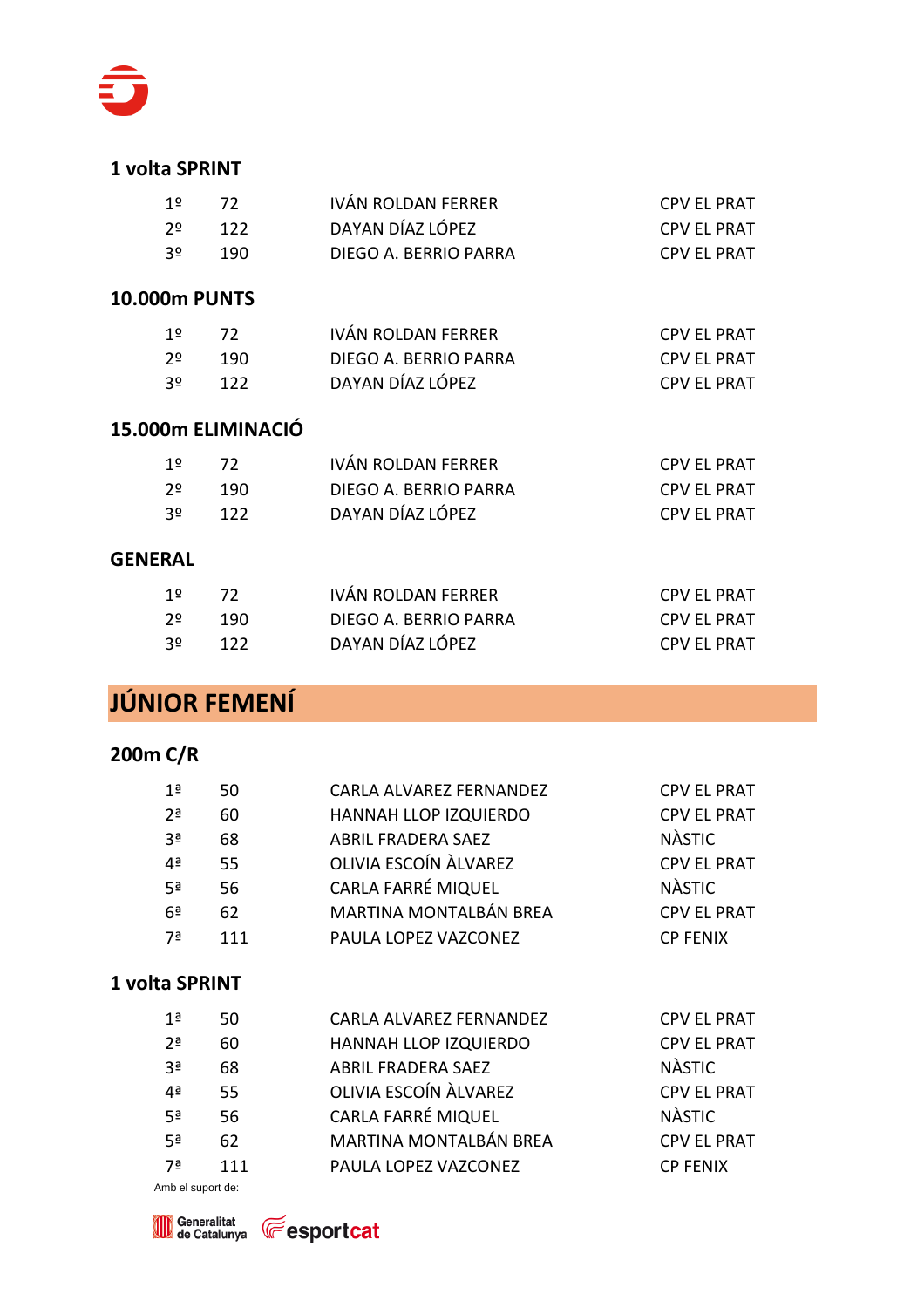### 1 volta SPRINT

| | | | |
|---|---|---|---|
| 1º | 72 | IVÁN ROLDAN FERRER | CPV EL PRAT |
| 2º | 122 | DAYAN DÍAZ LÓPEZ | CPV EL PRAT |
| 3º | 190 | DIEGO A. BERRIO PARRA | CPV EL PRAT |

### 10.000m PUNTS

| | | | |
|---|---|---|---|
| 1º | 72 | IVÁN ROLDAN FERRER | CPV EL PRAT |
| 2º | 190 | DIEGO A. BERRIO PARRA | CPV EL PRAT |
| 3º | 122 | DAYAN DÍAZ LÓPEZ | CPV EL PRAT |

### 15.000m ELIMINACIÓ

| | | | |
|---|---|---|---|
| 1º | 72 | IVÁN ROLDAN FERRER | CPV EL PRAT |
| 2º | 190 | DIEGO A. BERRIO PARRA | CPV EL PRAT |
| 3º | 122 | DAYAN DÍAZ LÓPEZ | CPV EL PRAT |

### GENERAL

| | | | |
|---|---|---|---|
| 1º | 72 | IVÁN ROLDAN FERRER | CPV EL PRAT |
| 2º | 190 | DIEGO A. BERRIO PARRA | CPV EL PRAT |
| 3º | 122 | DAYAN DÍAZ LÓPEZ | CPV EL PRAT |

## JÚNIOR FEMENÍ

### 200m C/R

| | | | |
|---|---|---|---|
| 1ª | 50 | CARLA ALVAREZ FERNANDEZ | CPV EL PRAT |
| 2ª | 60 | HANNAH LLOP IZQUIERDO | CPV EL PRAT |
| 3ª | 68 | ABRIL FRADERA SAEZ | NÀSTIC |
| 4ª | 55 | OLIVIA ESCOÍN ÀLVAREZ | CPV EL PRAT |
| 5ª | 56 | CARLA FARRÉ MIQUEL | NÀSTIC |
| 6ª | 62 | MARTINA MONTALBÁN BREA | CPV EL PRAT |
| 7ª | 111 | PAULA LOPEZ VAZCONEZ | CP FENIX |

### 1 volta SPRINT

| | | | |
|---|---|---|---|
| 1ª | 50 | CARLA ALVAREZ FERNANDEZ | CPV EL PRAT |
| 2ª | 60 | HANNAH LLOP IZQUIERDO | CPV EL PRAT |
| 3ª | 68 | ABRIL FRADERA SAEZ | NÀSTIC |
| 4ª | 55 | OLIVIA ESCOÍN ÀLVAREZ | CPV EL PRAT |
| 5ª | 56 | CARLA FARRÉ MIQUEL | NÀSTIC |
| 5ª | 62 | MARTINA MONTALBÁN BREA | CPV EL PRAT |
| 7ª | 111 | PAULA LOPEZ VAZCONEZ | CP FENIX |

Amb el suport de:

Generalitat de Catalunya esportcat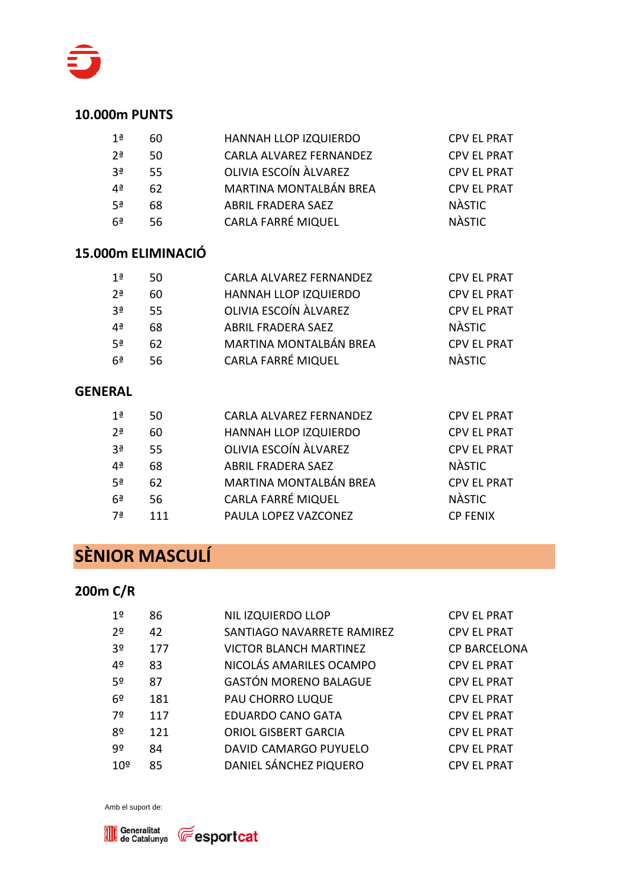### 10.000m PUNTS

| | | | |
|---|---|---|---|
| 1ª | 60 | HANNAH LLOP IZQUIERDO | CPV EL PRAT |
| 2ª | 50 | CARLA ALVAREZ FERNANDEZ | CPV EL PRAT |
| 3ª | 55 | OLIVIA ESCOÍN ÀLVAREZ | CPV EL PRAT |
| 4ª | 62 | MARTINA MONTALBÁN BREA | CPV EL PRAT |
| 5ª | 68 | ABRIL FRADERA SAEZ | NÀSTIC |
| 6ª | 56 | CARLA FARRÉ MIQUEL | NÀSTIC |

### 15.000m ELIMINACIÓ

| | | | |
|---|---|---|---|
| 1ª | 50 | CARLA ALVAREZ FERNANDEZ | CPV EL PRAT |
| 2ª | 60 | HANNAH LLOP IZQUIERDO | CPV EL PRAT |
| 3ª | 55 | OLIVIA ESCOÍN ÀLVAREZ | CPV EL PRAT |
| 4ª | 68 | ABRIL FRADERA SAEZ | NÀSTIC |
| 5ª | 62 | MARTINA MONTALBÁN BREA | CPV EL PRAT |
| 6ª | 56 | CARLA FARRÉ MIQUEL | NÀSTIC |

### GENERAL

| | | | |
|---|---|---|---|
| 1ª | 50 | CARLA ALVAREZ FERNANDEZ | CPV EL PRAT |
| 2ª | 60 | HANNAH LLOP IZQUIERDO | CPV EL PRAT |
| 3ª | 55 | OLIVIA ESCOÍN ÀLVAREZ | CPV EL PRAT |
| 4ª | 68 | ABRIL FRADERA SAEZ | NÀSTIC |
| 5ª | 62 | MARTINA MONTALBÁN BREA | CPV EL PRAT |
| 6ª | 56 | CARLA FARRÉ MIQUEL | NÀSTIC |
| 7ª | 111 | PAULA LOPEZ VAZCONEZ | CP FENIX |

## SÈNIOR MASCULÍ

### 200m C/R

| | | | |
|---|---|---|---|
| 1º | 86 | NIL IZQUIERDO LLOP | CPV EL PRAT |
| 2º | 42 | SANTIAGO NAVARRETE RAMIREZ | CPV EL PRAT |
| 3º | 177 | VICTOR BLANCH MARTINEZ | CP BARCELONA |
| 4º | 83 | NICOLÁS AMARILES OCAMPO | CPV EL PRAT |
| 5º | 87 | GASTÓN MORENO BALAGUE | CPV EL PRAT |
| 6º | 181 | PAU CHORRO LUQUE | CPV EL PRAT |
| 7º | 117 | EDUARDO CANO GATA | CPV EL PRAT |
| 8º | 121 | ORIOL GISBERT GARCIA | CPV EL PRAT |
| 9º | 84 | DAVID CAMARGO PUYUELO | CPV EL PRAT |
| 10º | 85 | DANIEL SÁNCHEZ PIQUERO | CPV EL PRAT |

Amb el suport de:

Generalitat de Catalunya esportcat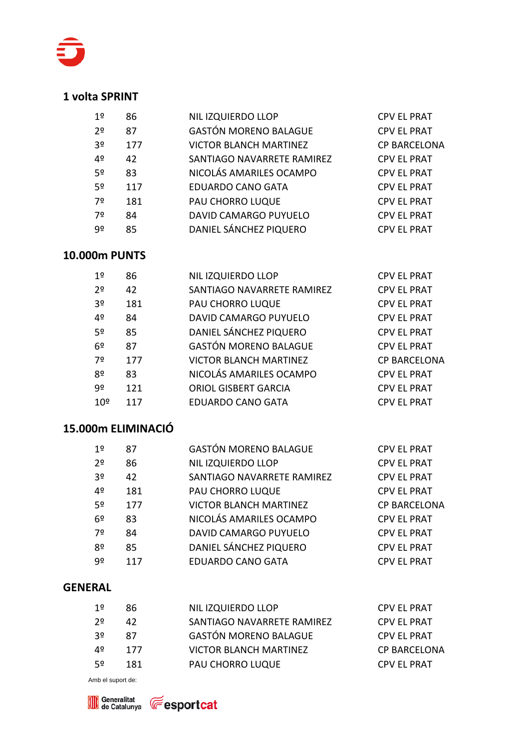## 1 volta SPRINT

| | | | |
|---|---|---|---|
| 1º | 86 | NIL IZQUIERDO LLOP | CPV EL PRAT |
| 2º | 87 | GASTÓN MORENO BALAGUE | CPV EL PRAT |
| 3º | 177 | VICTOR BLANCH MARTINEZ | CP BARCELONA |
| 4º | 42 | SANTIAGO NAVARRETE RAMIREZ | CPV EL PRAT |
| 5º | 83 | NICOLÁS AMARILES OCAMPO | CPV EL PRAT |
| 5º | 117 | EDUARDO CANO GATA | CPV EL PRAT |
| 7º | 181 | PAU CHORRO LUQUE | CPV EL PRAT |
| 7º | 84 | DAVID CAMARGO PUYUELO | CPV EL PRAT |
| 9º | 85 | DANIEL SÁNCHEZ PIQUERO | CPV EL PRAT |

## 10.000m PUNTS

| | | | |
|---|---|---|---|
| 1º | 86 | NIL IZQUIERDO LLOP | CPV EL PRAT |
| 2º | 42 | SANTIAGO NAVARRETE RAMIREZ | CPV EL PRAT |
| 3º | 181 | PAU CHORRO LUQUE | CPV EL PRAT |
| 4º | 84 | DAVID CAMARGO PUYUELO | CPV EL PRAT |
| 5º | 85 | DANIEL SÁNCHEZ PIQUERO | CPV EL PRAT |
| 6º | 87 | GASTÓN MORENO BALAGUE | CPV EL PRAT |
| 7º | 177 | VICTOR BLANCH MARTINEZ | CP BARCELONA |
| 8º | 83 | NICOLÁS AMARILES OCAMPO | CPV EL PRAT |
| 9º | 121 | ORIOL GISBERT GARCIA | CPV EL PRAT |
| 10º | 117 | EDUARDO CANO GATA | CPV EL PRAT |

## 15.000m ELIMINACIÓ

| | | | |
|---|---|---|---|
| 1º | 87 | GASTÓN MORENO BALAGUE | CPV EL PRAT |
| 2º | 86 | NIL IZQUIERDO LLOP | CPV EL PRAT |
| 3º | 42 | SANTIAGO NAVARRETE RAMIREZ | CPV EL PRAT |
| 4º | 181 | PAU CHORRO LUQUE | CPV EL PRAT |
| 5º | 177 | VICTOR BLANCH MARTINEZ | CP BARCELONA |
| 6º | 83 | NICOLÁS AMARILES OCAMPO | CPV EL PRAT |
| 7º | 84 | DAVID CAMARGO PUYUELO | CPV EL PRAT |
| 8º | 85 | DANIEL SÁNCHEZ PIQUERO | CPV EL PRAT |
| 9º | 117 | EDUARDO CANO GATA | CPV EL PRAT |

## GENERAL

| | | | |
|---|---|---|---|
| 1º | 86 | NIL IZQUIERDO LLOP | CPV EL PRAT |
| 2º | 42 | SANTIAGO NAVARRETE RAMIREZ | CPV EL PRAT |
| 3º | 87 | GASTÓN MORENO BALAGUE | CPV EL PRAT |
| 4º | 177 | VICTOR BLANCH MARTINEZ | CP BARCELONA |
| 5º | 181 | PAU CHORRO LUQUE | CPV EL PRAT |

Amb el suport de:

Generalitat de Catalunya esportcat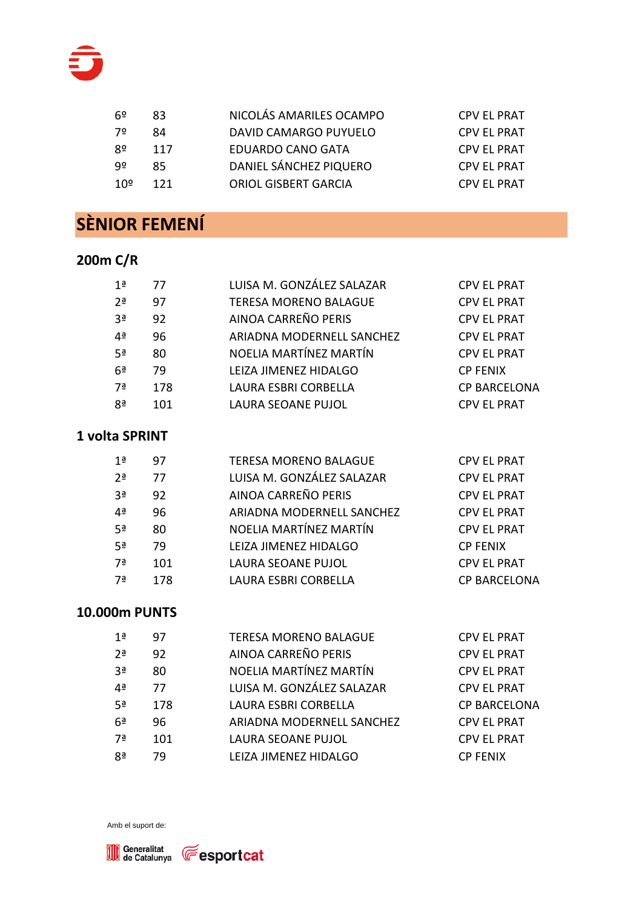| | | | |
|---|---|---|---|
| 6º | 83 | NICOLÁS AMARILES OCAMPO | CPV EL PRAT |
| 7º | 84 | DAVID CAMARGO PUYUELO | CPV EL PRAT |
| 8º | 117 | EDUARDO CANO GATA | CPV EL PRAT |
| 9º | 85 | DANIEL SÁNCHEZ PIQUERO | CPV EL PRAT |
| 10º | 121 | ORIOL GISBERT GARCIA | CPV EL PRAT |

## SÈNIOR FEMENÍ

### 200m C/R

| | | | |
|---|---|---|---|
| 1ª | 77 | LUISA M. GONZÁLEZ SALAZAR | CPV EL PRAT |
| 2ª | 97 | TERESA MORENO BALAGUE | CPV EL PRAT |
| 3ª | 92 | AINOA CARREÑO PERIS | CPV EL PRAT |
| 4ª | 96 | ARIADNA MODERNELL SANCHEZ | CPV EL PRAT |
| 5ª | 80 | NOELIA MARTÍNEZ MARTÍN | CPV EL PRAT |
| 6ª | 79 | LEIZA JIMENEZ HIDALGO | CP FENIX |
| 7ª | 178 | LAURA ESBRI CORBELLA | CP BARCELONA |
| 8ª | 101 | LAURA SEOANE PUJOL | CPV EL PRAT |

### 1 volta SPRINT

| | | | |
|---|---|---|---|
| 1ª | 97 | TERESA MORENO BALAGUE | CPV EL PRAT |
| 2ª | 77 | LUISA M. GONZÁLEZ SALAZAR | CPV EL PRAT |
| 3ª | 92 | AINOA CARREÑO PERIS | CPV EL PRAT |
| 4ª | 96 | ARIADNA MODERNELL SANCHEZ | CPV EL PRAT |
| 5ª | 80 | NOELIA MARTÍNEZ MARTÍN | CPV EL PRAT |
| 5ª | 79 | LEIZA JIMENEZ HIDALGO | CP FENIX |
| 7ª | 101 | LAURA SEOANE PUJOL | CPV EL PRAT |
| 7ª | 178 | LAURA ESBRI CORBELLA | CP BARCELONA |

### 10.000m PUNTS

| | | | |
|---|---|---|---|
| 1ª | 97 | TERESA MORENO BALAGUE | CPV EL PRAT |
| 2ª | 92 | AINOA CARREÑO PERIS | CPV EL PRAT |
| 3ª | 80 | NOELIA MARTÍNEZ MARTÍN | CPV EL PRAT |
| 4ª | 77 | LUISA M. GONZÁLEZ SALAZAR | CPV EL PRAT |
| 5ª | 178 | LAURA ESBRI CORBELLA | CP BARCELONA |
| 6ª | 96 | ARIADNA MODERNELL SANCHEZ | CPV EL PRAT |
| 7ª | 101 | LAURA SEOANE PUJOL | CPV EL PRAT |
| 8ª | 79 | LEIZA JIMENEZ HIDALGO | CP FENIX |

Amb el suport de:

Generalitat de Catalunya esportcat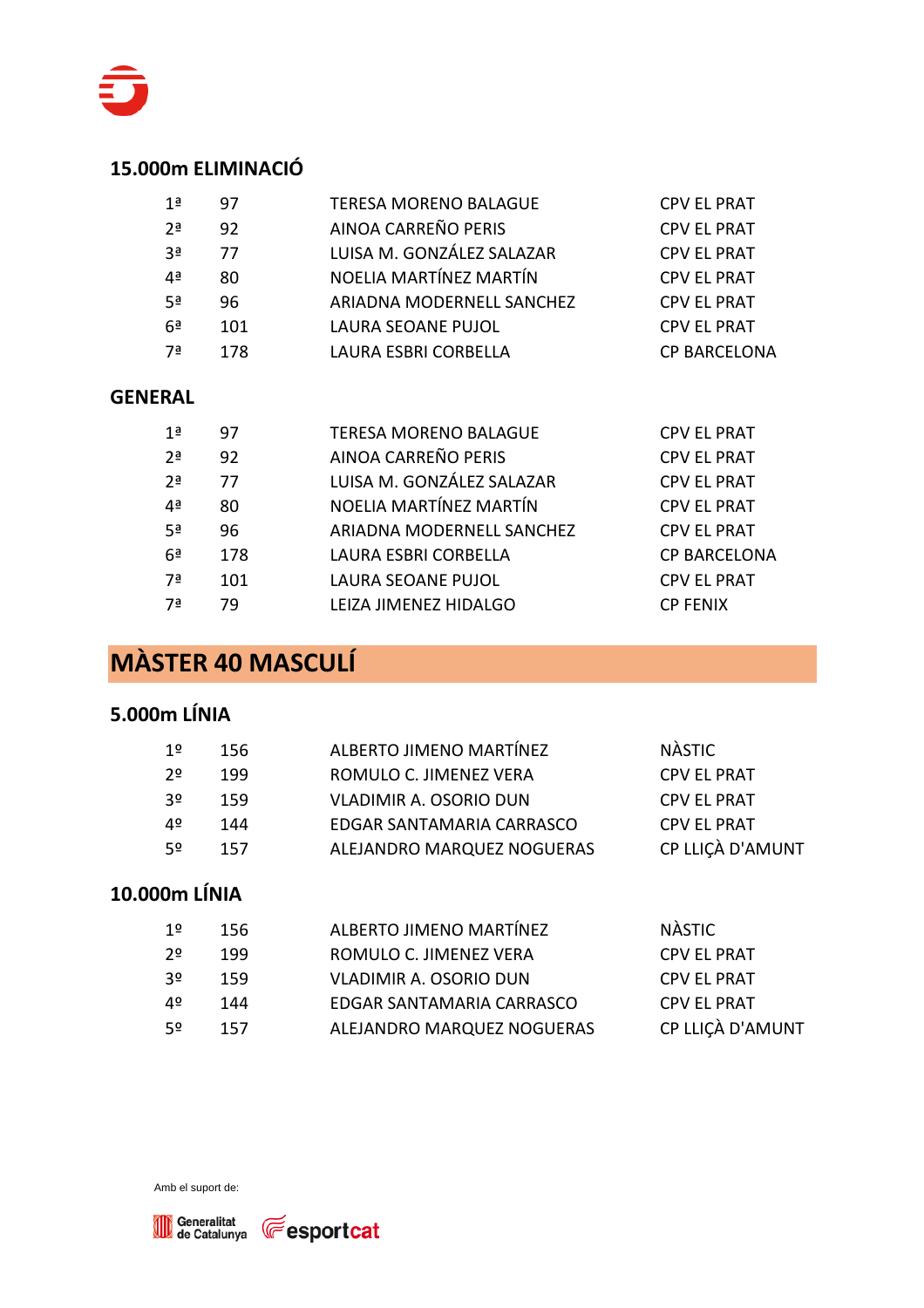### 15.000m ELIMINACIÓ

| | | | |
|---|---|---|---|
| 1ª | 97 | TERESA MORENO BALAGUE | CPV EL PRAT |
| 2ª | 92 | AINOA CARREÑO PERIS | CPV EL PRAT |
| 3ª | 77 | LUISA M. GONZÁLEZ SALAZAR | CPV EL PRAT |
| 4ª | 80 | NOELIA MARTÍNEZ MARTÍN | CPV EL PRAT |
| 5ª | 96 | ARIADNA MODERNELL SANCHEZ | CPV EL PRAT |
| 6ª | 101 | LAURA SEOANE PUJOL | CPV EL PRAT |
| 7ª | 178 | LAURA ESBRI CORBELLA | CP BARCELONA |

### GENERAL

| | | | |
|---|---|---|---|
| 1ª | 97 | TERESA MORENO BALAGUE | CPV EL PRAT |
| 2ª | 92 | AINOA CARREÑO PERIS | CPV EL PRAT |
| 2ª | 77 | LUISA M. GONZÁLEZ SALAZAR | CPV EL PRAT |
| 4ª | 80 | NOELIA MARTÍNEZ MARTÍN | CPV EL PRAT |
| 5ª | 96 | ARIADNA MODERNELL SANCHEZ | CPV EL PRAT |
| 6ª | 178 | LAURA ESBRI CORBELLA | CP BARCELONA |
| 7ª | 101 | LAURA SEOANE PUJOL | CPV EL PRAT |
| 7ª | 79 | LEIZA JIMENEZ HIDALGO | CP FENIX |

## MÀSTER 40 MASCULÍ

### 5.000m LÍNIA

| | | | |
|---|---|---|---|
| 1º | 156 | ALBERTO JIMENO MARTÍNEZ | NÀSTIC |
| 2º | 199 | ROMULO C. JIMENEZ VERA | CPV EL PRAT |
| 3º | 159 | VLADIMIR A. OSORIO DUN | CPV EL PRAT |
| 4º | 144 | EDGAR SANTAMARIA CARRASCO | CPV EL PRAT |
| 5º | 157 | ALEJANDRO MARQUEZ NOGUERAS | CP LLIÇÀ D'AMUNT |

### 10.000m LÍNIA

| | | | |
|---|---|---|---|
| 1º | 156 | ALBERTO JIMENO MARTÍNEZ | NÀSTIC |
| 2º | 199 | ROMULO C. JIMENEZ VERA | CPV EL PRAT |
| 3º | 159 | VLADIMIR A. OSORIO DUN | CPV EL PRAT |
| 4º | 144 | EDGAR SANTAMARIA CARRASCO | CPV EL PRAT |
| 5º | 157 | ALEJANDRO MARQUEZ NOGUERAS | CP LLIÇÀ D'AMUNT |

Amb el suport de:

Generalitat de Catalunya esportcat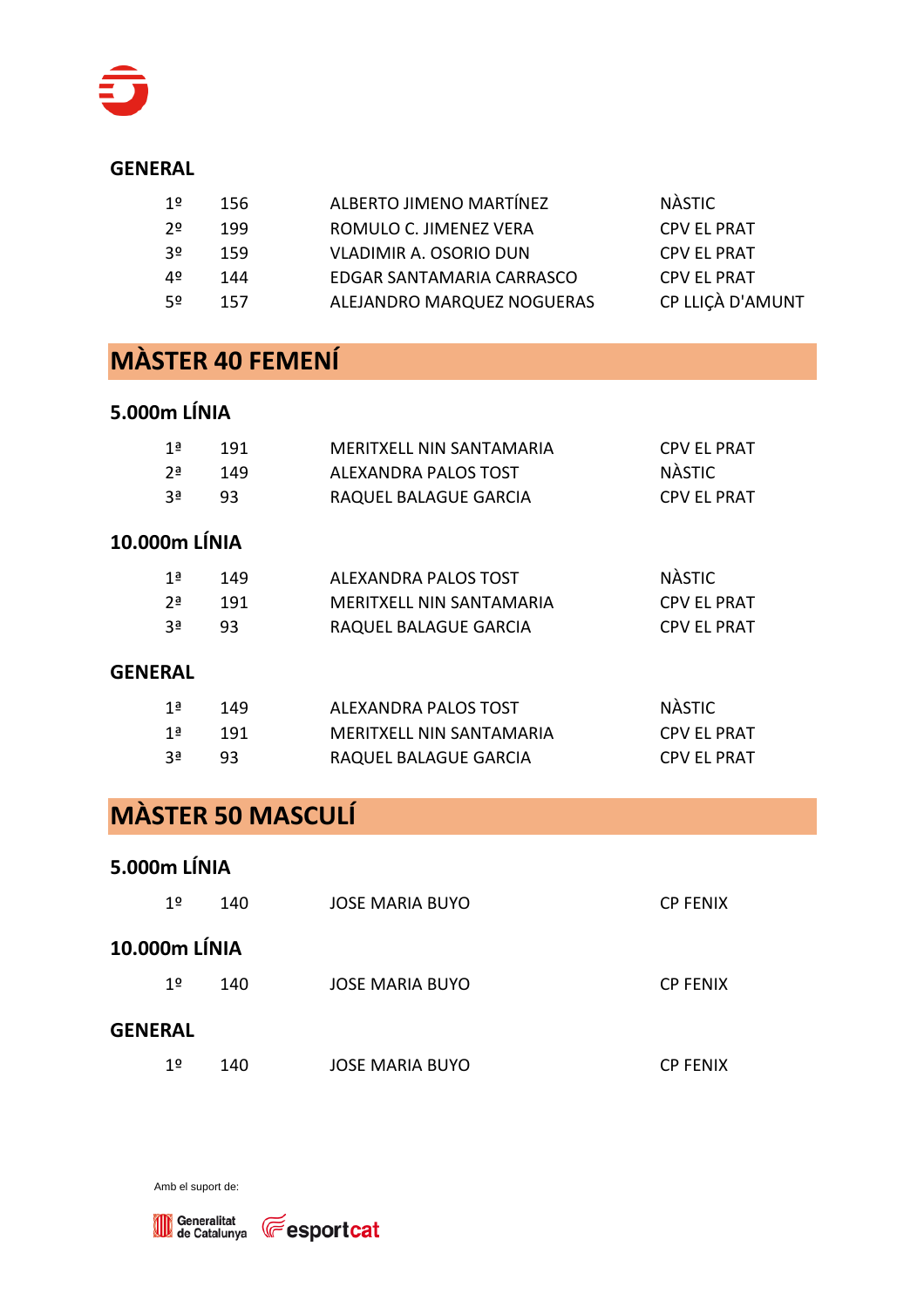### GENERAL

| | | | |
|---|---|---|---|
| 1º | 156 | ALBERTO JIMENO MARTÍNEZ | NÀSTIC |
| 2º | 199 | ROMULO C. JIMENEZ VERA | CPV EL PRAT |
| 3º | 159 | VLADIMIR A. OSORIO DUN | CPV EL PRAT |
| 4º | 144 | EDGAR SANTAMARIA CARRASCO | CPV EL PRAT |
| 5º | 157 | ALEJANDRO MARQUEZ NOGUERAS | CP LLIÇÀ D'AMUNT |

## MÀSTER 40 FEMENÍ

### 5.000m LÍNIA

| | | | |
|---|---|---|---|
| 1ª | 191 | MERITXELL NIN SANTAMARIA | CPV EL PRAT |
| 2ª | 149 | ALEXANDRA PALOS TOST | NÀSTIC |
| 3ª | 93 | RAQUEL BALAGUE GARCIA | CPV EL PRAT |

### 10.000m LÍNIA

| | | | |
|---|---|---|---|
| 1ª | 149 | ALEXANDRA PALOS TOST | NÀSTIC |
| 2ª | 191 | MERITXELL NIN SANTAMARIA | CPV EL PRAT |
| 3ª | 93 | RAQUEL BALAGUE GARCIA | CPV EL PRAT |

### GENERAL

| | | | |
|---|---|---|---|
| 1ª | 149 | ALEXANDRA PALOS TOST | NÀSTIC |
| 1ª | 191 | MERITXELL NIN SANTAMARIA | CPV EL PRAT |
| 3ª | 93 | RAQUEL BALAGUE GARCIA | CPV EL PRAT |

## MÀSTER 50 MASCULÍ

### 5.000m LÍNIA

| | | | |
|---|---|---|---|
| 1º | 140 | JOSE MARIA BUYO | CP FENIX |

### 10.000m LÍNIA

| | | | |
|---|---|---|---|
| 1º | 140 | JOSE MARIA BUYO | CP FENIX |

### GENERAL

| | | | |
|---|---|---|---|
| 1º | 140 | JOSE MARIA BUYO | CP FENIX |

Amb el suport de:

Generalitat de Catalunya esportcat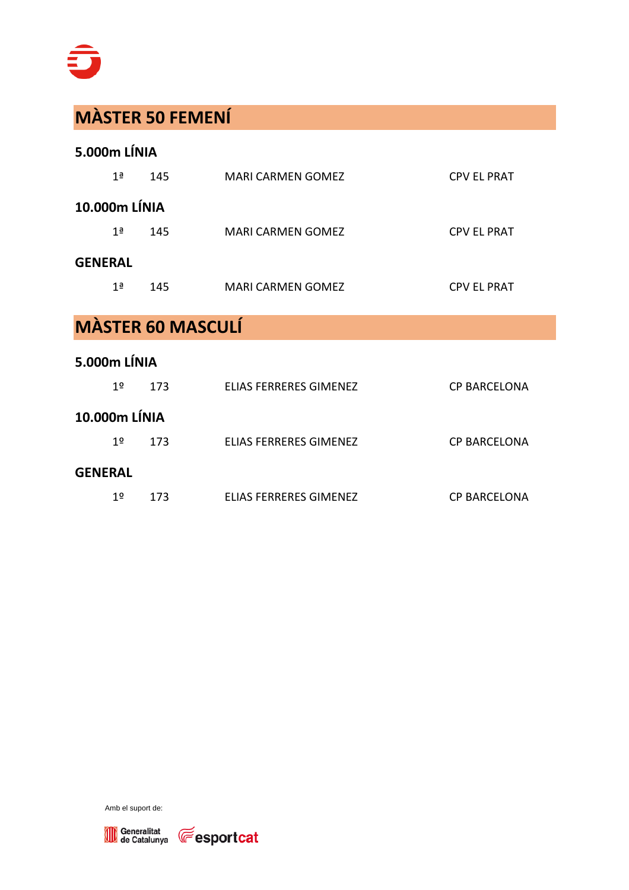## MÀSTER 50 FEMENÍ

### 5.000m LÍNIA

| | | | |
|---|---|---|---|
| 1ª | 145 | MARI CARMEN GOMEZ | CPV EL PRAT |

### 10.000m LÍNIA

| | | | |
|---|---|---|---|
| 1ª | 145 | MARI CARMEN GOMEZ | CPV EL PRAT |

### GENERAL

| | | | |
|---|---|---|---|
| 1ª | 145 | MARI CARMEN GOMEZ | CPV EL PRAT |

## MÀSTER 60 MASCULÍ

### 5.000m LÍNIA

| | | | |
|---|---|---|---|
| 1º | 173 | ELIAS FERRERES GIMENEZ | CP BARCELONA |

### 10.000m LÍNIA

| | | | |
|---|---|---|---|
| 1º | 173 | ELIAS FERRERES GIMENEZ | CP BARCELONA |

### GENERAL

| | | | |
|---|---|---|---|
| 1º | 173 | ELIAS FERRERES GIMENEZ | CP BARCELONA |

Amb el suport de:

Generalitat de Catalunya esportcat